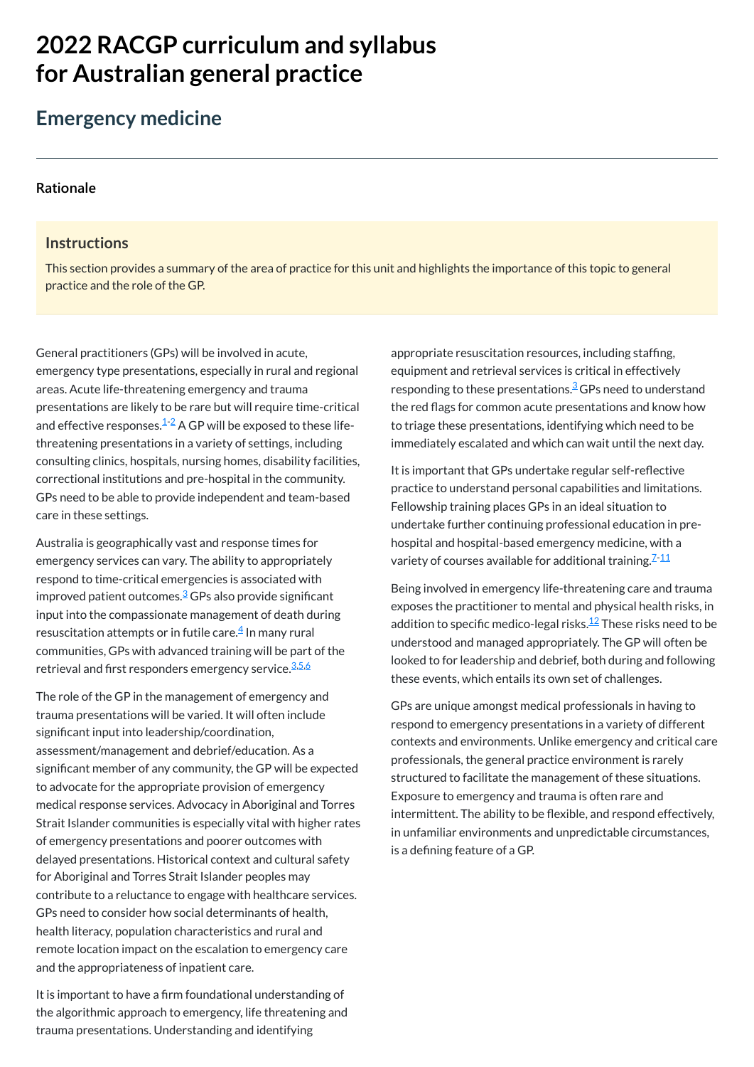# 2022 RACGP curriculum and syllabus for Australian general practice

## Emergency medicine

### Rationale

#### Instructions

This section provides a summary of the area of practice for this unit and highlights the importance of this topic to general practice and the role of the GP.

General practitioners (GPs) will be involved in acute, emergency type presentations, especially in rural and regional areas. Acute life-threatening emergency and trauma presentations are likely to be rare but will require time-critical and effective responses.[1-2] A GP will be exposed to these life-threatening presentations in a variety of settings, including consulting clinics, hospitals, nursing homes, disability facilities, correctional institutions and pre-hospital in the community. GPs need to be able to provide independent and team-based care in these settings.

Australia is geographically vast and response times for emergency services can vary. The ability to appropriately respond to time-critical emergencies is associated with improved patient outcomes.[3] GPs also provide significant input into the compassionate management of death during resuscitation attempts or in futile care.[4] In many rural communities, GPs with advanced training will be part of the retrieval and first responders emergency service.[3,5,6]

The role of the GP in the management of emergency and trauma presentations will be varied. It will often include significant input into leadership/coordination, assessment/management and debrief/education. As a significant member of any community, the GP will be expected to advocate for the appropriate provision of emergency medical response services. Advocacy in Aboriginal and Torres Strait Islander communities is especially vital with higher rates of emergency presentations and poorer outcomes with delayed presentations. Historical context and cultural safety for Aboriginal and Torres Strait Islander peoples may contribute to a reluctance to engage with healthcare services. GPs need to consider how social determinants of health, health literacy, population characteristics and rural and remote location impact on the escalation to emergency care and the appropriateness of inpatient care.

It is important to have a firm foundational understanding of the algorithmic approach to emergency, life threatening and trauma presentations. Understanding and identifying appropriate resuscitation resources, including staffing, equipment and retrieval services is critical in effectively responding to these presentations.[3] GPs need to understand the red flags for common acute presentations and know how to triage these presentations, identifying which need to be immediately escalated and which can wait until the next day.

It is important that GPs undertake regular self-reflective practice to understand personal capabilities and limitations. Fellowship training places GPs in an ideal situation to undertake further continuing professional education in pre-hospital and hospital-based emergency medicine, with a variety of courses available for additional training.[7-11]

Being involved in emergency life-threatening care and trauma exposes the practitioner to mental and physical health risks, in addition to specific medico-legal risks.[12] These risks need to be understood and managed appropriately. The GP will often be looked to for leadership and debrief, both during and following these events, which entails its own set of challenges.

GPs are unique amongst medical professionals in having to respond to emergency presentations in a variety of different contexts and environments. Unlike emergency and critical care professionals, the general practice environment is rarely structured to facilitate the management of these situations. Exposure to emergency and trauma is often rare and intermittent. The ability to be flexible, and respond effectively, in unfamiliar environments and unpredictable circumstances, is a defining feature of a GP.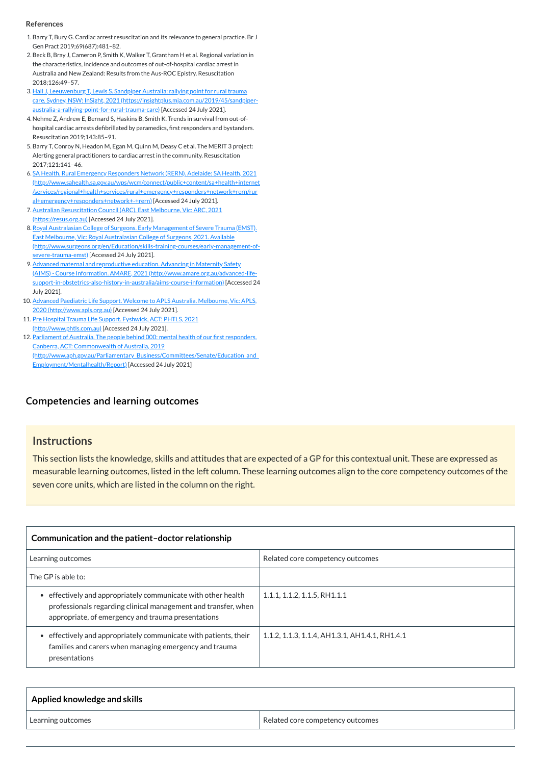**References**

1. Barry T, Bury G. Cardiac arrest resuscitation and its relevance to general practice. Br J Gen Pract 2019;69(687):481–82.
2. Beck B, Bray J, Cameron P, Smith K, Walker T, Grantham H et al. Regional variation in the characteristics, incidence and outcomes of out-of-hospital cardiac arrest in Australia and New Zealand: Results from the Aus-ROC Epistry. Resuscitation 2018;126:49–57.
3. Hall J, Leeuwenburg T, Lewis S. Sandpiper Australia: rallying point for rural trauma care. Sydney, NSW: InSight, 2021 (https://insightplus.mja.com.au/2019/45/sandpiper-australia-a-rallying-point-for-rural-trauma-care) [Accessed 24 July 2021].
4. Nehme Z, Andrew E, Bernard S, Haskins B, Smith K. Trends in survival from out-of-hospital cardiac arrests defibrillated by paramedics, first responders and bystanders. Resuscitation 2019;143:85–91.
5. Barry T, Conroy N, Headon M, Egan M, Quinn M, Deasy C et al. The MERIT 3 project: Alerting general practitioners to cardiac arrest in the community. Resuscitation 2017;121:141–46.
6. SA Health. Rural Emergency Responders Network (RERN). Adelaide: SA Health, 2021 (http://www.sahealth.sa.gov.au/wps/wcm/connect/public+content/sa+health+internet/services/regional+health+services/rural+emergency+responders+network+rern/rural+emergency+responders+network+-+rern) [Accessed 24 July 2021].
7. Australian Resuscitation Council (ARC). East Melbourne, Vic: ARC, 2021 (https://resus.org.au) [Accessed 24 July 2021].
8. Royal Australasian College of Surgeons. Early Management of Severe Trauma (EMST). East Melbourne, Vic: Royal Australasian College of Surgeons, 2021. Available (http://www.surgeons.org/en/Education/skills-training-courses/early-management-of-severe-trauma-emst) [Accessed 24 July 2021].
9. Advanced maternal and reproductive education. Advancing in Maternity Safety (AIMS) - Course Information. AMARE, 2021 (http://www.amare.org.au/advanced-life-support-in-obstetrics-also-history-in-australia/aims-course-information) [Accessed 24 July 2021].
10. Advanced Paediatric Life Support. Welcome to APLS Australia. Melbourne, Vic: APLS, 2020 (http://www.apls.org.au) [Accessed 24 July 2021].
11. Pre Hospital Trauma Life Support. Fyshwick, ACT: PHTLS, 2021 (http://www.phtls.com.au) [Accessed 24 July 2021].
12. Parliament of Australia. The people behind 000: mental health of our first responders. Canberra, ACT: Commonwealth of Australia, 2019 (http://www.aph.gov.au/Parliamentary_Business/Committees/Senate/Education_and_Employment/Mentalhealth/Report) [Accessed 24 July 2021]

## Competencies and learning outcomes

### Instructions

This section lists the knowledge, skills and attitudes that are expected of a GP for this contextual unit. These are expressed as measurable learning outcomes, listed in the left column. These learning outcomes align to the core competency outcomes of the seven core units, which are listed in the column on the right.

| **Communication and the patient–doctor relationship** | |
|---|---|
| Learning outcomes | Related core competency outcomes |
| The GP is able to: | |
| • effectively and appropriately communicate with other health professionals regarding clinical management and transfer, when appropriate, of emergency and trauma presentations | 1.1.1, 1.1.2, 1.1.5, RH1.1.1 |
| • effectively and appropriately communicate with patients, their families and carers when managing emergency and trauma presentations | 1.1.2, 1.1.3, 1.1.4, AH1.3.1, AH1.4.1, RH1.4.1 |

| **Applied knowledge and skills** | |
|---|---|
| Learning outcomes | Related core competency outcomes |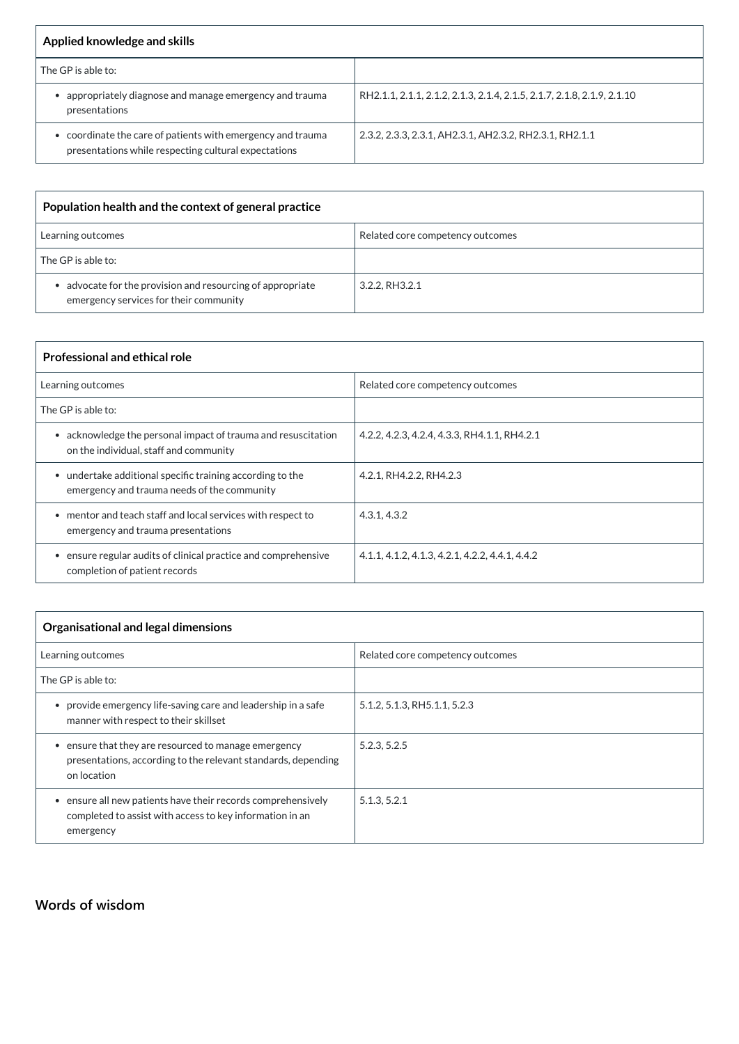| Applied knowledge and skills | |
|---|---|
| The GP is able to: | |
| • appropriately diagnose and manage emergency and trauma presentations | RH2.1.1, 2.1.1, 2.1.2, 2.1.3, 2.1.4, 2.1.5, 2.1.7, 2.1.8, 2.1.9, 2.1.10 |
| • coordinate the care of patients with emergency and trauma presentations while respecting cultural expectations | 2.3.2, 2.3.3, 2.3.1, AH2.3.1, AH2.3.2, RH2.3.1, RH2.1.1 |

| Population health and the context of general practice | |
|---|---|
| Learning outcomes | Related core competency outcomes |
| The GP is able to: | |
| • advocate for the provision and resourcing of appropriate emergency services for their community | 3.2.2, RH3.2.1 |

| Professional and ethical role | |
|---|---|
| Learning outcomes | Related core competency outcomes |
| The GP is able to: | |
| • acknowledge the personal impact of trauma and resuscitation on the individual, staff and community | 4.2.2, 4.2.3, 4.2.4, 4.3.3, RH4.1.1, RH4.2.1 |
| • undertake additional specific training according to the emergency and trauma needs of the community | 4.2.1, RH4.2.2, RH4.2.3 |
| • mentor and teach staff and local services with respect to emergency and trauma presentations | 4.3.1, 4.3.2 |
| • ensure regular audits of clinical practice and comprehensive completion of patient records | 4.1.1, 4.1.2, 4.1.3, 4.2.1, 4.2.2, 4.4.1, 4.4.2 |

| Organisational and legal dimensions | |
|---|---|
| Learning outcomes | Related core competency outcomes |
| The GP is able to: | |
| • provide emergency life-saving care and leadership in a safe manner with respect to their skillset | 5.1.2, 5.1.3, RH5.1.1, 5.2.3 |
| • ensure that they are resourced to manage emergency presentations, according to the relevant standards, depending on location | 5.2.3, 5.2.5 |
| • ensure all new patients have their records comprehensively completed to assist with access to key information in an emergency | 5.1.3, 5.2.1 |

## Words of wisdom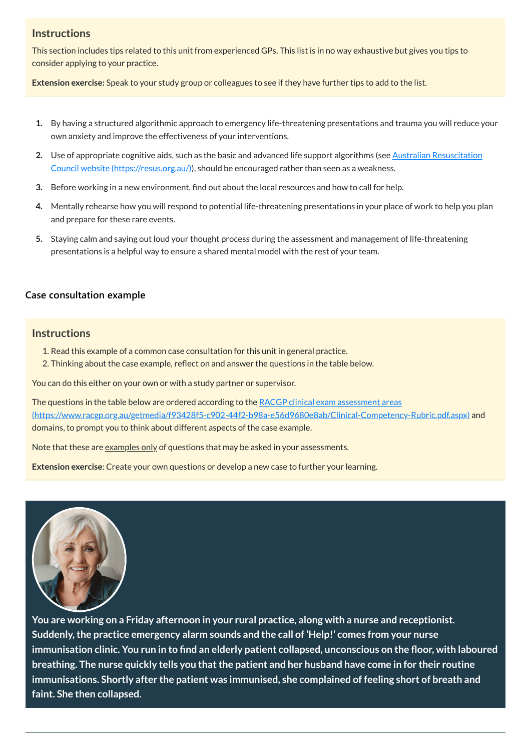### Instructions

This section includes tips related to this unit from experienced GPs. This list is in no way exhaustive but gives you tips to consider applying to your practice.

**Extension exercise:** Speak to your study group or colleagues to see if they have further tips to add to the list.

1. By having a structured algorithmic approach to emergency life-threatening presentations and trauma you will reduce your own anxiety and improve the effectiveness of your interventions.
2. Use of appropriate cognitive aids, such as the basic and advanced life support algorithms (see [Australian Resuscitation Council website (https://resus.org.au/)](https://resus.org.au/)), should be encouraged rather than seen as a weakness.
3. Before working in a new environment, find out about the local resources and how to call for help.
4. Mentally rehearse how you will respond to potential life-threatening presentations in your place of work to help you plan and prepare for these rare events.
5. Staying calm and saying out loud your thought process during the assessment and management of life-threatening presentations is a helpful way to ensure a shared mental model with the rest of your team.

## Case consultation example

### Instructions

1. Read this example of a common case consultation for this unit in general practice.
2. Thinking about the case example, reflect on and answer the questions in the table below.

You can do this either on your own or with a study partner or supervisor.

The questions in the table below are ordered according to the [RACGP clinical exam assessment areas (https://www.racgp.org.au/getmedia/f93428f5-c902-44f2-b98a-e56d9680e8ab/Clinical-Competency-Rubric.pdf.aspx)](https://www.racgp.org.au/getmedia/f93428f5-c902-44f2-b98a-e56d9680e8ab/Clinical-Competency-Rubric.pdf.aspx) and domains, to prompt you to think about different aspects of the case example.

Note that these are examples only of questions that may be asked in your assessments.

**Extension exercise**: Create your own questions or develop a new case to further your learning.

**You are working on a Friday afternoon in your rural practice, along with a nurse and receptionist. Suddenly, the practice emergency alarm sounds and the call of 'Help!' comes from your nurse immunisation clinic. You run in to find an elderly patient collapsed, unconscious on the floor, with laboured breathing. The nurse quickly tells you that the patient and her husband have come in for their routine immunisations. Shortly after the patient was immunised, she complained of feeling short of breath and faint. She then collapsed.**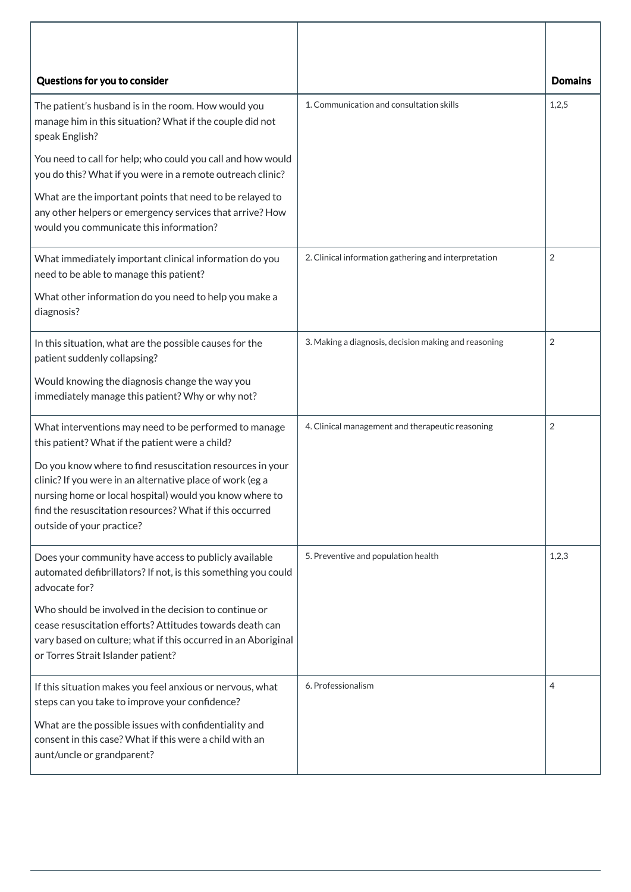| Questions for you to consider | | Domains |
|---|---|---|
| The patient's husband is in the room. How would you manage him in this situation? What if the couple did not speak English?<br><br>You need to call for help; who could you call and how would you do this? What if you were in a remote outreach clinic?<br><br>What are the important points that need to be relayed to any other helpers or emergency services that arrive? How would you communicate this information? | 1. Communication and consultation skills | 1,2,5 |
| What immediately important clinical information do you need to be able to manage this patient?<br><br>What other information do you need to help you make a diagnosis? | 2. Clinical information gathering and interpretation | 2 |
| In this situation, what are the possible causes for the patient suddenly collapsing?<br><br>Would knowing the diagnosis change the way you immediately manage this patient? Why or why not? | 3. Making a diagnosis, decision making and reasoning | 2 |
| What interventions may need to be performed to manage this patient? What if the patient were a child?<br><br>Do you know where to find resuscitation resources in your clinic? If you were in an alternative place of work (eg a nursing home or local hospital) would you know where to find the resuscitation resources? What if this occurred outside of your practice? | 4. Clinical management and therapeutic reasoning | 2 |
| Does your community have access to publicly available automated defibrillators? If not, is this something you could advocate for?<br><br>Who should be involved in the decision to continue or cease resuscitation efforts? Attitudes towards death can vary based on culture; what if this occurred in an Aboriginal or Torres Strait Islander patient? | 5. Preventive and population health | 1,2,3 |
| If this situation makes you feel anxious or nervous, what steps can you take to improve your confidence?<br><br>What are the possible issues with confidentiality and consent in this case? What if this were a child with an aunt/uncle or grandparent? | 6. Professionalism | 4 |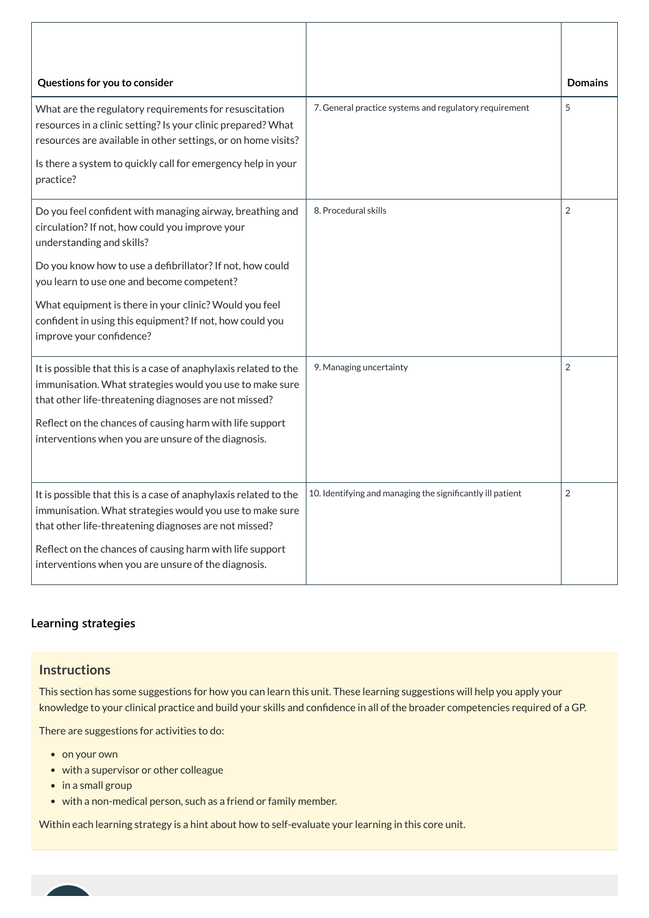| Questions for you to consider | | Domains |
|---|---|---|
| What are the regulatory requirements for resuscitation resources in a clinic setting? Is your clinic prepared? What resources are available in other settings, or on home visits?<br><br>Is there a system to quickly call for emergency help in your practice? | 7. General practice systems and regulatory requirement | 5 |
| Do you feel confident with managing airway, breathing and circulation? If not, how could you improve your understanding and skills?<br><br>Do you know how to use a defibrillator? If not, how could you learn to use one and become competent?<br><br>What equipment is there in your clinic? Would you feel confident in using this equipment? If not, how could you improve your confidence? | 8. Procedural skills | 2 |
| It is possible that this is a case of anaphylaxis related to the immunisation. What strategies would you use to make sure that other life-threatening diagnoses are not missed?<br><br>Reflect on the chances of causing harm with life support interventions when you are unsure of the diagnosis. | 9. Managing uncertainty | 2 |
| It is possible that this is a case of anaphylaxis related to the immunisation. What strategies would you use to make sure that other life-threatening diagnoses are not missed?<br><br>Reflect on the chances of causing harm with life support interventions when you are unsure of the diagnosis. | 10. Identifying and managing the significantly ill patient | 2 |

### Learning strategies

#### Instructions

This section has some suggestions for how you can learn this unit. These learning suggestions will help you apply your knowledge to your clinical practice and build your skills and confidence in all of the broader competencies required of a GP.

There are suggestions for activities to do:

- on your own
- with a supervisor or other colleague
- in a small group
- with a non-medical person, such as a friend or family member.

Within each learning strategy is a hint about how to self-evaluate your learning in this core unit.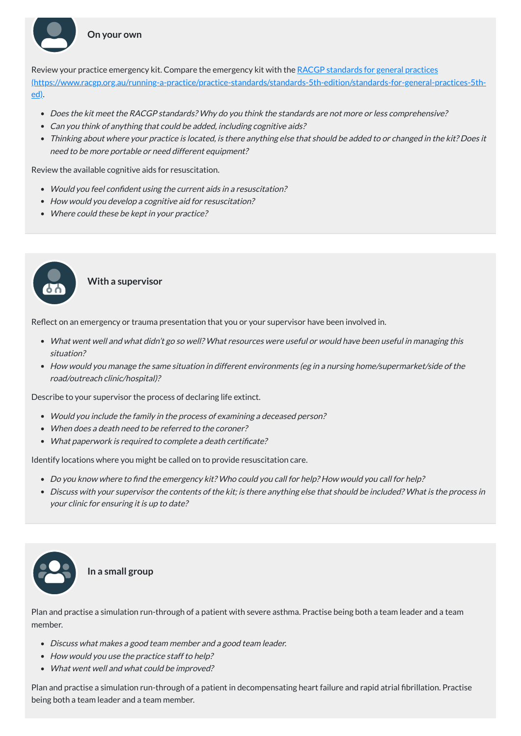### On your own

Review your practice emergency kit. Compare the emergency kit with the [RACGP standards for general practices (https://www.racgp.org.au/running-a-practice/practice-standards/standards-5th-edition/standards-for-general-practices-5th-ed)](https://www.racgp.org.au/running-a-practice/practice-standards/standards-5th-edition/standards-for-general-practices-5th-ed).

- *Does the kit meet the RACGP standards? Why do you think the standards are not more or less comprehensive?*
- *Can you think of anything that could be added, including cognitive aids?*
- *Thinking about where your practice is located, is there anything else that should be added to or changed in the kit? Does it need to be more portable or need different equipment?*

Review the available cognitive aids for resuscitation.

- *Would you feel confident using the current aids in a resuscitation?*
- *How would you develop a cognitive aid for resuscitation?*
- *Where could these be kept in your practice?*

### With a supervisor

Reflect on an emergency or trauma presentation that you or your supervisor have been involved in.

- *What went well and what didn't go so well? What resources were useful or would have been useful in managing this situation?*
- *How would you manage the same situation in different environments (eg in a nursing home/supermarket/side of the road/outreach clinic/hospital)?*

Describe to your supervisor the process of declaring life extinct.

- *Would you include the family in the process of examining a deceased person?*
- *When does a death need to be referred to the coroner?*
- *What paperwork is required to complete a death certificate?*

Identify locations where you might be called on to provide resuscitation care.

- *Do you know where to find the emergency kit? Who could you call for help? How would you call for help?*
- *Discuss with your supervisor the contents of the kit; is there anything else that should be included? What is the process in your clinic for ensuring it is up to date?*

### In a small group

Plan and practise a simulation run-through of a patient with severe asthma. Practise being both a team leader and a team member.

- *Discuss what makes a good team member and a good team leader.*
- *How would you use the practice staff to help?*
- *What went well and what could be improved?*

Plan and practise a simulation run-through of a patient in decompensating heart failure and rapid atrial fibrillation. Practise being both a team leader and a team member.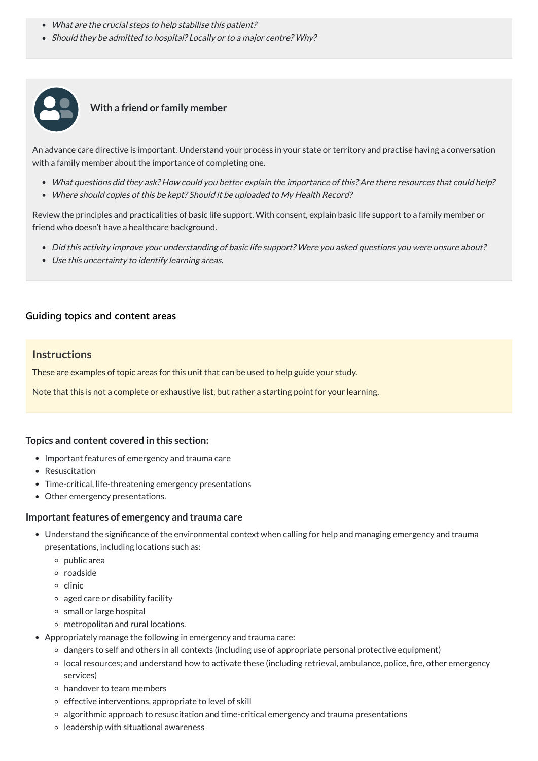- *What are the crucial steps to help stabilise this patient?*
- *Should they be admitted to hospital? Locally or to a major centre? Why?*

**With a friend or family member**

An advance care directive is important. Understand your process in your state or territory and practise having a conversation with a family member about the importance of completing one.

- *What questions did they ask? How could you better explain the importance of this? Are there resources that could help?*
- *Where should copies of this be kept? Should it be uploaded to My Health Record?*

Review the principles and practicalities of basic life support. With consent, explain basic life support to a family member or friend who doesn't have a healthcare background.

- *Did this activity improve your understanding of basic life support? Were you asked questions you were unsure about?*
- *Use this uncertainty to identify learning areas.*

### Guiding topics and content areas

**Instructions**

These are examples of topic areas for this unit that can be used to help guide your study.

Note that this is not a complete or exhaustive list, but rather a starting point for your learning.

#### Topics and content covered in this section:

- Important features of emergency and trauma care
- Resuscitation
- Time-critical, life-threatening emergency presentations
- Other emergency presentations.

#### Important features of emergency and trauma care

- Understand the significance of the environmental context when calling for help and managing emergency and trauma presentations, including locations such as:
  - public area
  - roadside
  - clinic
  - aged care or disability facility
  - small or large hospital
  - metropolitan and rural locations.
- Appropriately manage the following in emergency and trauma care:
  - dangers to self and others in all contexts (including use of appropriate personal protective equipment)
  - local resources; and understand how to activate these (including retrieval, ambulance, police, fire, other emergency services)
  - handover to team members
  - effective interventions, appropriate to level of skill
  - algorithmic approach to resuscitation and time-critical emergency and trauma presentations
  - leadership with situational awareness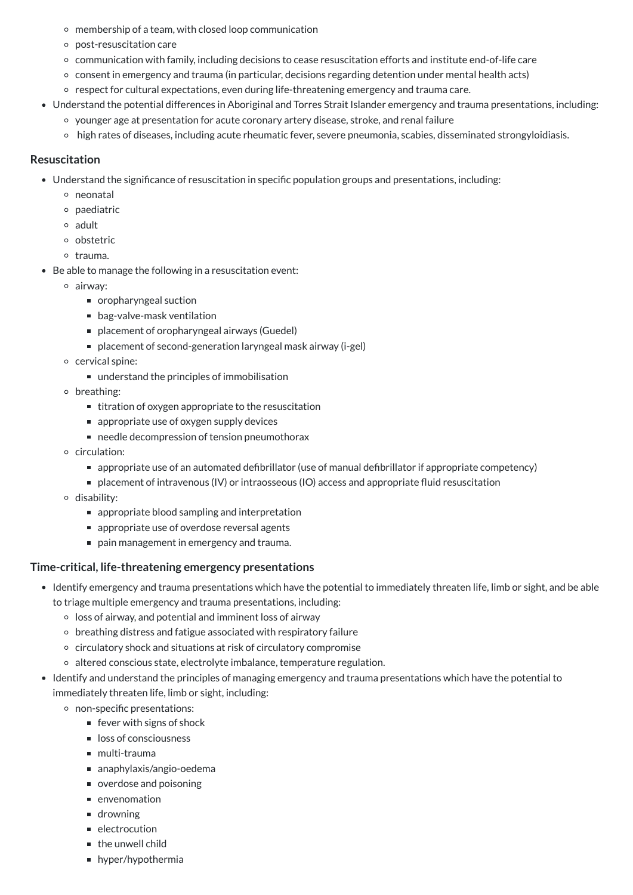- membership of a team, with closed loop communication
  - post-resuscitation care
  - communication with family, including decisions to cease resuscitation efforts and institute end-of-life care
  - consent in emergency and trauma (in particular, decisions regarding detention under mental health acts)
  - respect for cultural expectations, even during life-threatening emergency and trauma care.
- Understand the potential differences in Aboriginal and Torres Strait Islander emergency and trauma presentations, including:
  - younger age at presentation for acute coronary artery disease, stroke, and renal failure
  - high rates of diseases, including acute rheumatic fever, severe pneumonia, scabies, disseminated strongyloidiasis.

### Resuscitation

- Understand the significance of resuscitation in specific population groups and presentations, including:
  - neonatal
  - paediatric
  - adult
  - obstetric
  - trauma.
- Be able to manage the following in a resuscitation event:
  - airway:
    - oropharyngeal suction
    - bag-valve-mask ventilation
    - placement of oropharyngeal airways (Guedel)
    - placement of second-generation laryngeal mask airway (i-gel)
  - cervical spine:
    - understand the principles of immobilisation
  - breathing:
    - titration of oxygen appropriate to the resuscitation
    - appropriate use of oxygen supply devices
    - needle decompression of tension pneumothorax
  - circulation:
    - appropriate use of an automated defibrillator (use of manual defibrillator if appropriate competency)
    - placement of intravenous (IV) or intraosseous (IO) access and appropriate fluid resuscitation
  - disability:
    - appropriate blood sampling and interpretation
    - appropriate use of overdose reversal agents
    - pain management in emergency and trauma.

### Time-critical, life-threatening emergency presentations

- Identify emergency and trauma presentations which have the potential to immediately threaten life, limb or sight, and be able to triage multiple emergency and trauma presentations, including:
  - loss of airway, and potential and imminent loss of airway
  - breathing distress and fatigue associated with respiratory failure
  - circulatory shock and situations at risk of circulatory compromise
  - altered conscious state, electrolyte imbalance, temperature regulation.
- Identify and understand the principles of managing emergency and trauma presentations which have the potential to immediately threaten life, limb or sight, including:
  - non-specific presentations:
    - fever with signs of shock
    - loss of consciousness
    - multi-trauma
    - anaphylaxis/angio-oedema
    - overdose and poisoning
    - envenomation
    - drowning
    - electrocution
    - the unwell child
    - hyper/hypothermia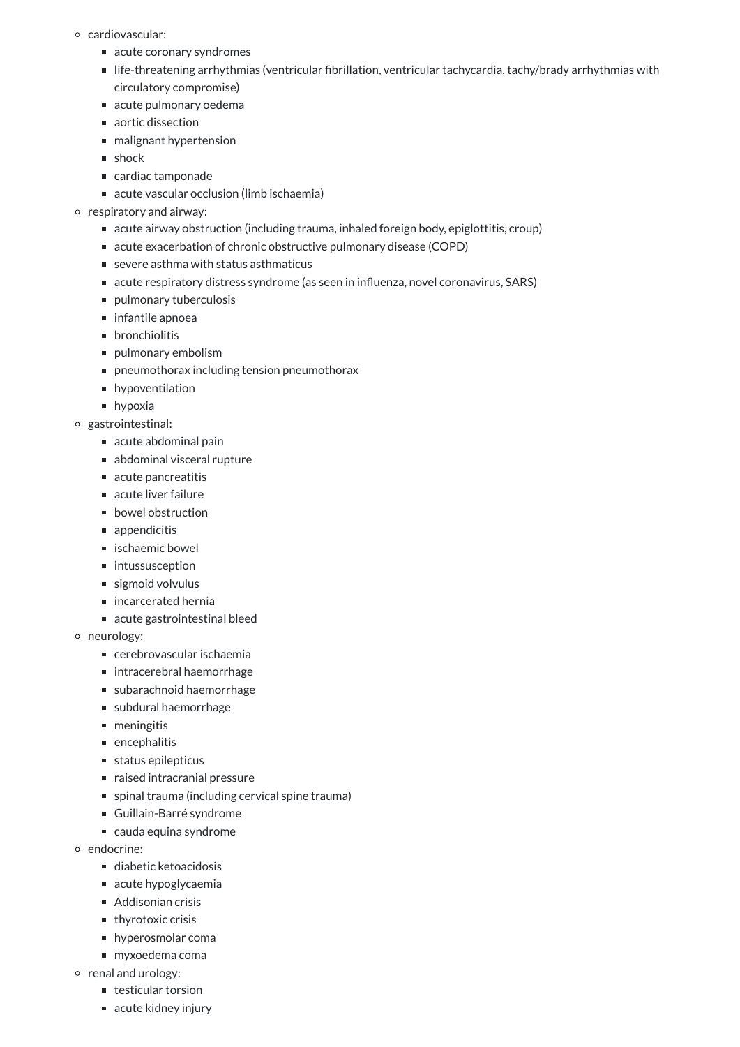- cardiovascular:
  - acute coronary syndromes
  - life-threatening arrhythmias (ventricular fibrillation, ventricular tachycardia, tachy/brady arrhythmias with circulatory compromise)
  - acute pulmonary oedema
  - aortic dissection
  - malignant hypertension
  - shock
  - cardiac tamponade
  - acute vascular occlusion (limb ischaemia)
- respiratory and airway:
  - acute airway obstruction (including trauma, inhaled foreign body, epiglottitis, croup)
  - acute exacerbation of chronic obstructive pulmonary disease (COPD)
  - severe asthma with status asthmaticus
  - acute respiratory distress syndrome (as seen in influenza, novel coronavirus, SARS)
  - pulmonary tuberculosis
  - infantile apnoea
  - bronchiolitis
  - pulmonary embolism
  - pneumothorax including tension pneumothorax
  - hypoventilation
  - hypoxia
- gastrointestinal:
  - acute abdominal pain
  - abdominal visceral rupture
  - acute pancreatitis
  - acute liver failure
  - bowel obstruction
  - appendicitis
  - ischaemic bowel
  - intussusception
  - sigmoid volvulus
  - incarcerated hernia
  - acute gastrointestinal bleed
- neurology:
  - cerebrovascular ischaemia
  - intracerebral haemorrhage
  - subarachnoid haemorrhage
  - subdural haemorrhage
  - meningitis
  - encephalitis
  - status epilepticus
  - raised intracranial pressure
  - spinal trauma (including cervical spine trauma)
  - Guillain-Barré syndrome
  - cauda equina syndrome
- endocrine:
  - diabetic ketoacidosis
  - acute hypoglycaemia
  - Addisonian crisis
  - thyrotoxic crisis
  - hyperosmolar coma
  - myxoedema coma
- renal and urology:
  - testicular torsion
  - acute kidney injury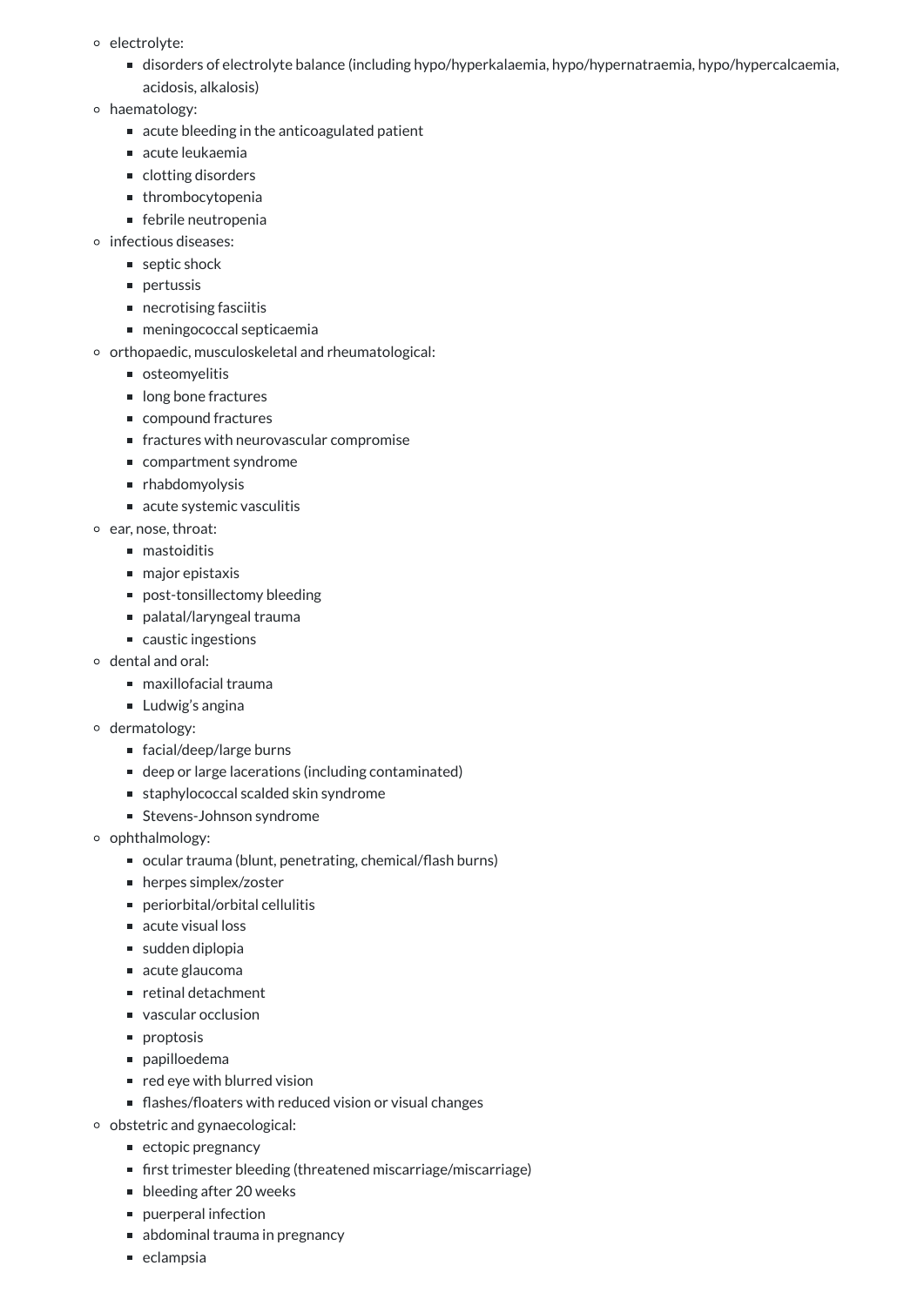- electrolyte:
  - disorders of electrolyte balance (including hypo/hyperkalaemia, hypo/hypernatraemia, hypo/hypercalcaemia, acidosis, alkalosis)
- haematology:
  - acute bleeding in the anticoagulated patient
  - acute leukaemia
  - clotting disorders
  - thrombocytopenia
  - febrile neutropenia
- infectious diseases:
  - septic shock
  - pertussis
  - necrotising fasciitis
  - meningococcal septicaemia
- orthopaedic, musculoskeletal and rheumatological:
  - osteomyelitis
  - long bone fractures
  - compound fractures
  - fractures with neurovascular compromise
  - compartment syndrome
  - rhabdomyolysis
  - acute systemic vasculitis
- ear, nose, throat:
  - mastoiditis
  - major epistaxis
  - post-tonsillectomy bleeding
  - palatal/laryngeal trauma
  - caustic ingestions
- dental and oral:
  - maxillofacial trauma
  - Ludwig's angina
- dermatology:
  - facial/deep/large burns
  - deep or large lacerations (including contaminated)
  - staphylococcal scalded skin syndrome
  - Stevens-Johnson syndrome
- ophthalmology:
  - ocular trauma (blunt, penetrating, chemical/flash burns)
  - herpes simplex/zoster
  - periorbital/orbital cellulitis
  - acute visual loss
  - sudden diplopia
  - acute glaucoma
  - retinal detachment
  - vascular occlusion
  - proptosis
  - papilloedema
  - red eye with blurred vision
  - flashes/floaters with reduced vision or visual changes
- obstetric and gynaecological:
  - ectopic pregnancy
  - first trimester bleeding (threatened miscarriage/miscarriage)
  - bleeding after 20 weeks
  - puerperal infection
  - abdominal trauma in pregnancy
  - eclampsia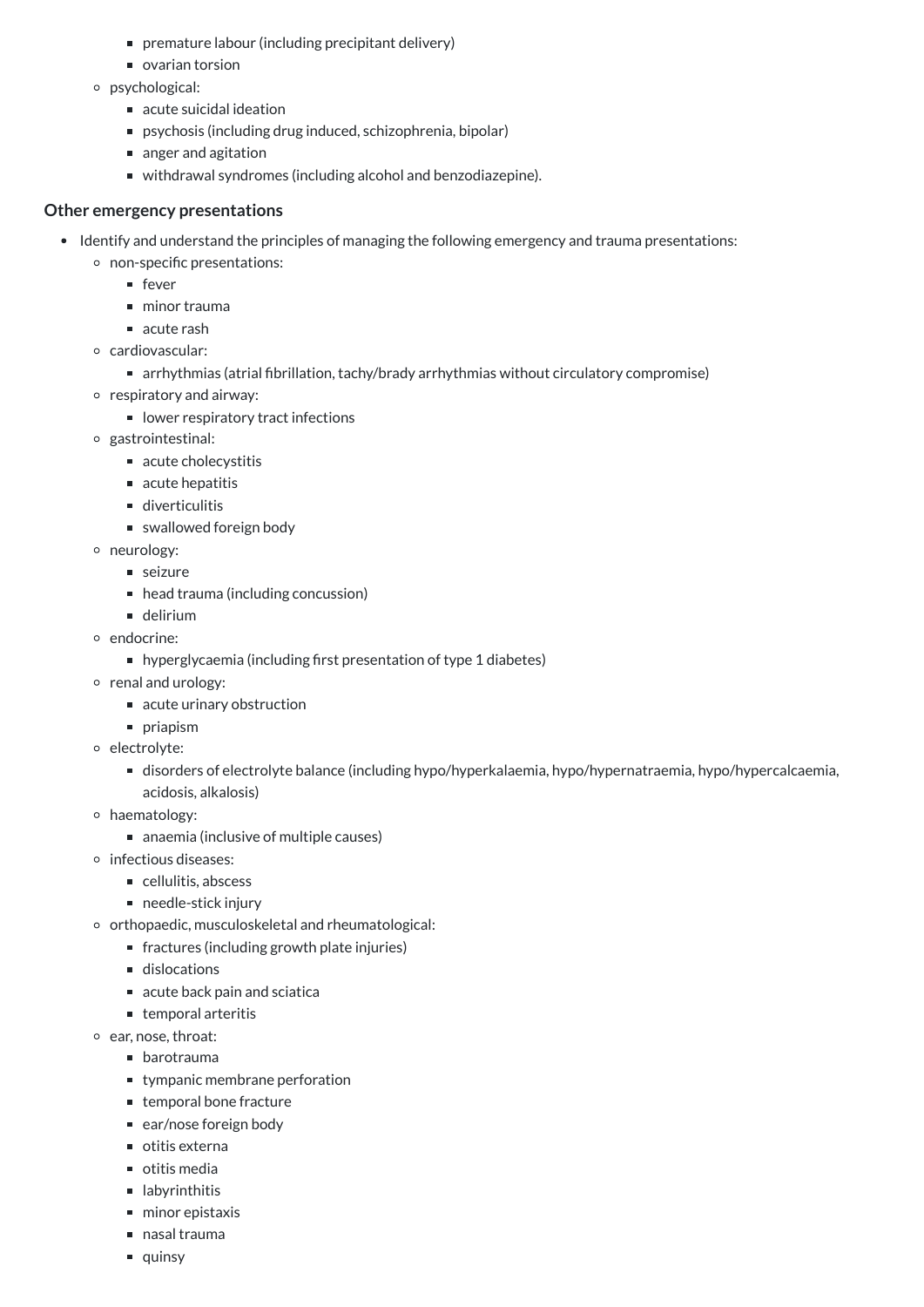- premature labour (including precipitant delivery)
        - ovarian torsion
    - psychological:
        - acute suicidal ideation
        - psychosis (including drug induced, schizophrenia, bipolar)
        - anger and agitation
        - withdrawal syndromes (including alcohol and benzodiazepine).

**Other emergency presentations**

- Identify and understand the principles of managing the following emergency and trauma presentations:
    - non-specific presentations:
        - fever
        - minor trauma
        - acute rash
    - cardiovascular:
        - arrhythmias (atrial fibrillation, tachy/brady arrhythmias without circulatory compromise)
    - respiratory and airway:
        - lower respiratory tract infections
    - gastrointestinal:
        - acute cholecystitis
        - acute hepatitis
        - diverticulitis
        - swallowed foreign body
    - neurology:
        - seizure
        - head trauma (including concussion)
        - delirium
    - endocrine:
        - hyperglycaemia (including first presentation of type 1 diabetes)
    - renal and urology:
        - acute urinary obstruction
        - priapism
    - electrolyte:
        - disorders of electrolyte balance (including hypo/hyperkalaemia, hypo/hypernatraemia, hypo/hypercalcaemia, acidosis, alkalosis)
    - haematology:
        - anaemia (inclusive of multiple causes)
    - infectious diseases:
        - cellulitis, abscess
        - needle-stick injury
    - orthopaedic, musculoskeletal and rheumatological:
        - fractures (including growth plate injuries)
        - dislocations
        - acute back pain and sciatica
        - temporal arteritis
    - ear, nose, throat:
        - barotrauma
        - tympanic membrane perforation
        - temporal bone fracture
        - ear/nose foreign body
        - otitis externa
        - otitis media
        - labyrinthitis
        - minor epistaxis
        - nasal trauma
        - quinsy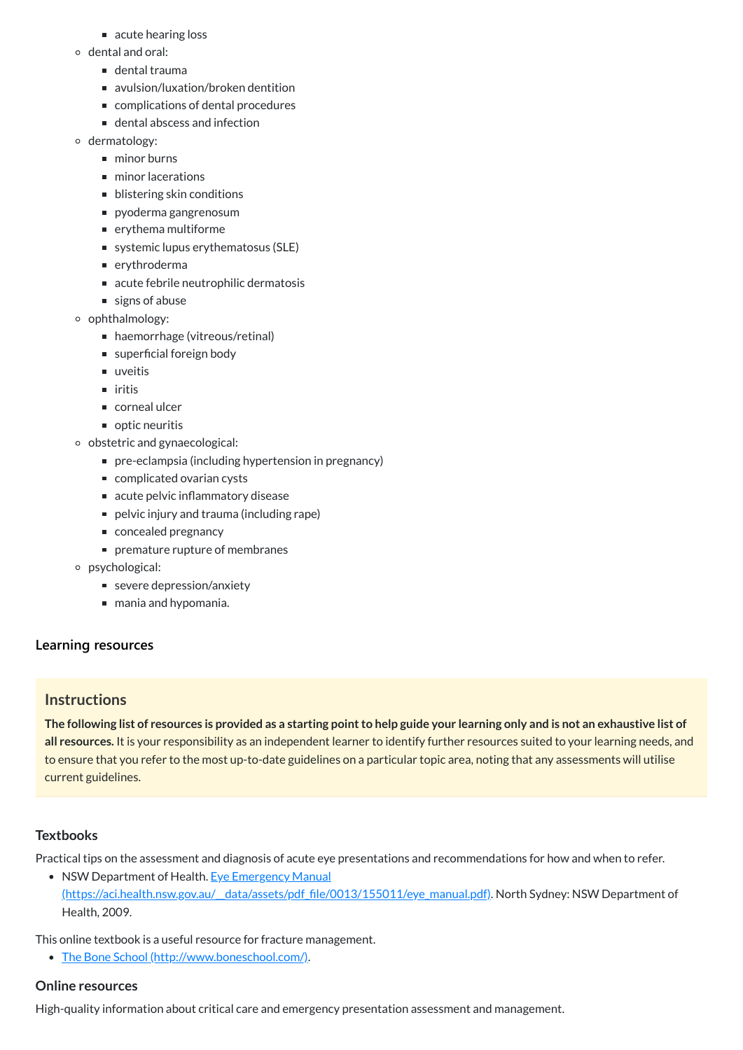- acute hearing loss
    - dental and oral:
        - dental trauma
        - avulsion/luxation/broken dentition
        - complications of dental procedures
        - dental abscess and infection
    - dermatology:
        - minor burns
        - minor lacerations
        - blistering skin conditions
        - pyoderma gangrenosum
        - erythema multiforme
        - systemic lupus erythematosus (SLE)
        - erythroderma
        - acute febrile neutrophilic dermatosis
        - signs of abuse
    - ophthalmology:
        - haemorrhage (vitreous/retinal)
        - superficial foreign body
        - uveitis
        - iritis
        - corneal ulcer
        - optic neuritis
    - obstetric and gynaecological:
        - pre-eclampsia (including hypertension in pregnancy)
        - complicated ovarian cysts
        - acute pelvic inflammatory disease
        - pelvic injury and trauma (including rape)
        - concealed pregnancy
        - premature rupture of membranes
    - psychological:
        - severe depression/anxiety
        - mania and hypomania.

### Learning resources

> **Instructions**
>
> **The following list of resources is provided as a starting point to help guide your learning only and is not an exhaustive list of all resources.** It is your responsibility as an independent learner to identify further resources suited to your learning needs, and to ensure that you refer to the most up-to-date guidelines on a particular topic area, noting that any assessments will utilise current guidelines.

#### Textbooks

Practical tips on the assessment and diagnosis of acute eye presentations and recommendations for how and when to refer.

- NSW Department of Health. [Eye Emergency Manual (https://aci.health.nsw.gov.au/__data/assets/pdf_file/0013/155011/eye_manual.pdf)](https://aci.health.nsw.gov.au/__data/assets/pdf_file/0013/155011/eye_manual.pdf). North Sydney: NSW Department of Health, 2009.

This online textbook is a useful resource for fracture management.

- [The Bone School (http://www.boneschool.com/)](http://www.boneschool.com/).

#### Online resources

High-quality information about critical care and emergency presentation assessment and management.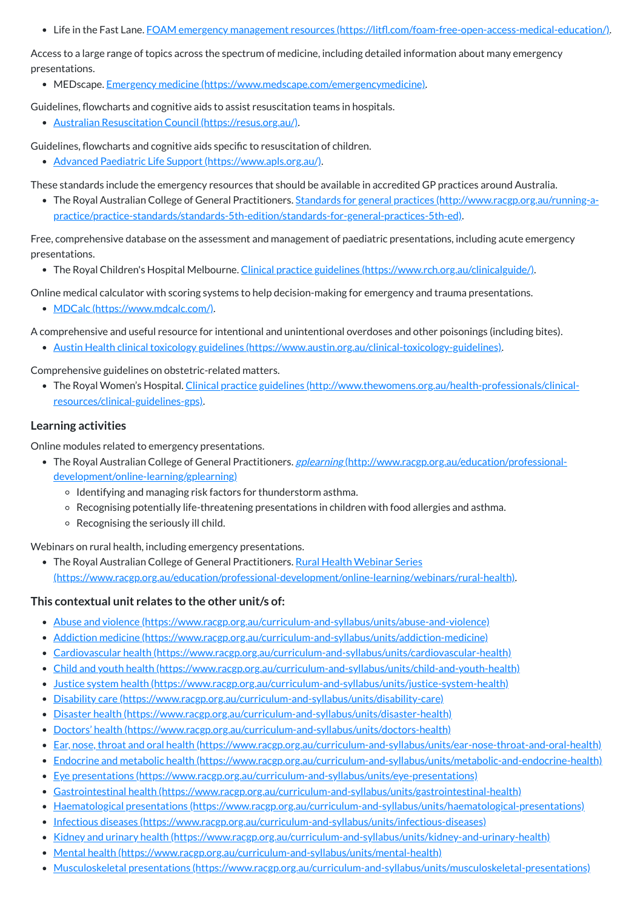- Life in the Fast Lane. [FOAM emergency management resources (https://litfl.com/foam-free-open-access-medical-education/)](https://litfl.com/foam-free-open-access-medical-education/).

Access to a large range of topics across the spectrum of medicine, including detailed information about many emergency presentations.

- MEDscape. [Emergency medicine (https://www.medscape.com/emergencymedicine)](https://www.medscape.com/emergencymedicine).

Guidelines, flowcharts and cognitive aids to assist resuscitation teams in hospitals.

- [Australian Resuscitation Council (https://resus.org.au/)](https://resus.org.au/).

Guidelines, flowcharts and cognitive aids specific to resuscitation of children.

- [Advanced Paediatric Life Support (https://www.apls.org.au/)](https://www.apls.org.au/).

These standards include the emergency resources that should be available in accredited GP practices around Australia.

- The Royal Australian College of General Practitioners. [Standards for general practices (http://www.racgp.org.au/running-a-practice/practice-standards/standards-5th-edition/standards-for-general-practices-5th-ed)](http://www.racgp.org.au/running-a-practice/practice-standards/standards-5th-edition/standards-for-general-practices-5th-ed).

Free, comprehensive database on the assessment and management of paediatric presentations, including acute emergency presentations.

- The Royal Children's Hospital Melbourne. [Clinical practice guidelines (https://www.rch.org.au/clinicalguide/)](https://www.rch.org.au/clinicalguide/).

Online medical calculator with scoring systems to help decision-making for emergency and trauma presentations.

- [MDCalc (https://www.mdcalc.com/)](https://www.mdcalc.com/).

A comprehensive and useful resource for intentional and unintentional overdoses and other poisonings (including bites).

- [Austin Health clinical toxicology guidelines (https://www.austin.org.au/clinical-toxicology-guidelines)](https://www.austin.org.au/clinical-toxicology-guidelines).

Comprehensive guidelines on obstetric-related matters.

- The Royal Women's Hospital. [Clinical practice guidelines (http://www.thewomens.org.au/health-professionals/clinical-resources/clinical-guidelines-gps)](http://www.thewomens.org.au/health-professionals/clinical-resources/clinical-guidelines-gps).

### Learning activities

Online modules related to emergency presentations.

- The Royal Australian College of General Practitioners. [*gplearning* (http://www.racgp.org.au/education/professional-development/online-learning/gplearning)](http://www.racgp.org.au/education/professional-development/online-learning/gplearning)
  - Identifying and managing risk factors for thunderstorm asthma.
  - Recognising potentially life-threatening presentations in children with food allergies and asthma.
  - Recognising the seriously ill child.

Webinars on rural health, including emergency presentations.

- The Royal Australian College of General Practitioners. [Rural Health Webinar Series (https://www.racgp.org.au/education/professional-development/online-learning/webinars/rural-health)](https://www.racgp.org.au/education/professional-development/online-learning/webinars/rural-health).

### This contextual unit relates to the other unit/s of:

- [Abuse and violence (https://www.racgp.org.au/curriculum-and-syllabus/units/abuse-and-violence)](https://www.racgp.org.au/curriculum-and-syllabus/units/abuse-and-violence)
- [Addiction medicine (https://www.racgp.org.au/curriculum-and-syllabus/units/addiction-medicine)](https://www.racgp.org.au/curriculum-and-syllabus/units/addiction-medicine)
- [Cardiovascular health (https://www.racgp.org.au/curriculum-and-syllabus/units/cardiovascular-health)](https://www.racgp.org.au/curriculum-and-syllabus/units/cardiovascular-health)
- [Child and youth health (https://www.racgp.org.au/curriculum-and-syllabus/units/child-and-youth-health)](https://www.racgp.org.au/curriculum-and-syllabus/units/child-and-youth-health)
- [Justice system health (https://www.racgp.org.au/curriculum-and-syllabus/units/justice-system-health)](https://www.racgp.org.au/curriculum-and-syllabus/units/justice-system-health)
- [Disability care (https://www.racgp.org.au/curriculum-and-syllabus/units/disability-care)](https://www.racgp.org.au/curriculum-and-syllabus/units/disability-care)
- [Disaster health (https://www.racgp.org.au/curriculum-and-syllabus/units/disaster-health)](https://www.racgp.org.au/curriculum-and-syllabus/units/disaster-health)
- [Doctors' health (https://www.racgp.org.au/curriculum-and-syllabus/units/doctors-health)](https://www.racgp.org.au/curriculum-and-syllabus/units/doctors-health)
- [Ear, nose, throat and oral health (https://www.racgp.org.au/curriculum-and-syllabus/units/ear-nose-throat-and-oral-health)](https://www.racgp.org.au/curriculum-and-syllabus/units/ear-nose-throat-and-oral-health)
- [Endocrine and metabolic health (https://www.racgp.org.au/curriculum-and-syllabus/units/metabolic-and-endocrine-health)](https://www.racgp.org.au/curriculum-and-syllabus/units/metabolic-and-endocrine-health)
- [Eye presentations (https://www.racgp.org.au/curriculum-and-syllabus/units/eye-presentations)](https://www.racgp.org.au/curriculum-and-syllabus/units/eye-presentations)
- [Gastrointestinal health (https://www.racgp.org.au/curriculum-and-syllabus/units/gastrointestinal-health)](https://www.racgp.org.au/curriculum-and-syllabus/units/gastrointestinal-health)
- [Haematological presentations (https://www.racgp.org.au/curriculum-and-syllabus/units/haematological-presentations)](https://www.racgp.org.au/curriculum-and-syllabus/units/haematological-presentations)
- [Infectious diseases (https://www.racgp.org.au/curriculum-and-syllabus/units/infectious-diseases)](https://www.racgp.org.au/curriculum-and-syllabus/units/infectious-diseases)
- [Kidney and urinary health (https://www.racgp.org.au/curriculum-and-syllabus/units/kidney-and-urinary-health)](https://www.racgp.org.au/curriculum-and-syllabus/units/kidney-and-urinary-health)
- [Mental health (https://www.racgp.org.au/curriculum-and-syllabus/units/mental-health)](https://www.racgp.org.au/curriculum-and-syllabus/units/mental-health)
- [Musculoskeletal presentations (https://www.racgp.org.au/curriculum-and-syllabus/units/musculoskeletal-presentations)](https://www.racgp.org.au/curriculum-and-syllabus/units/musculoskeletal-presentations)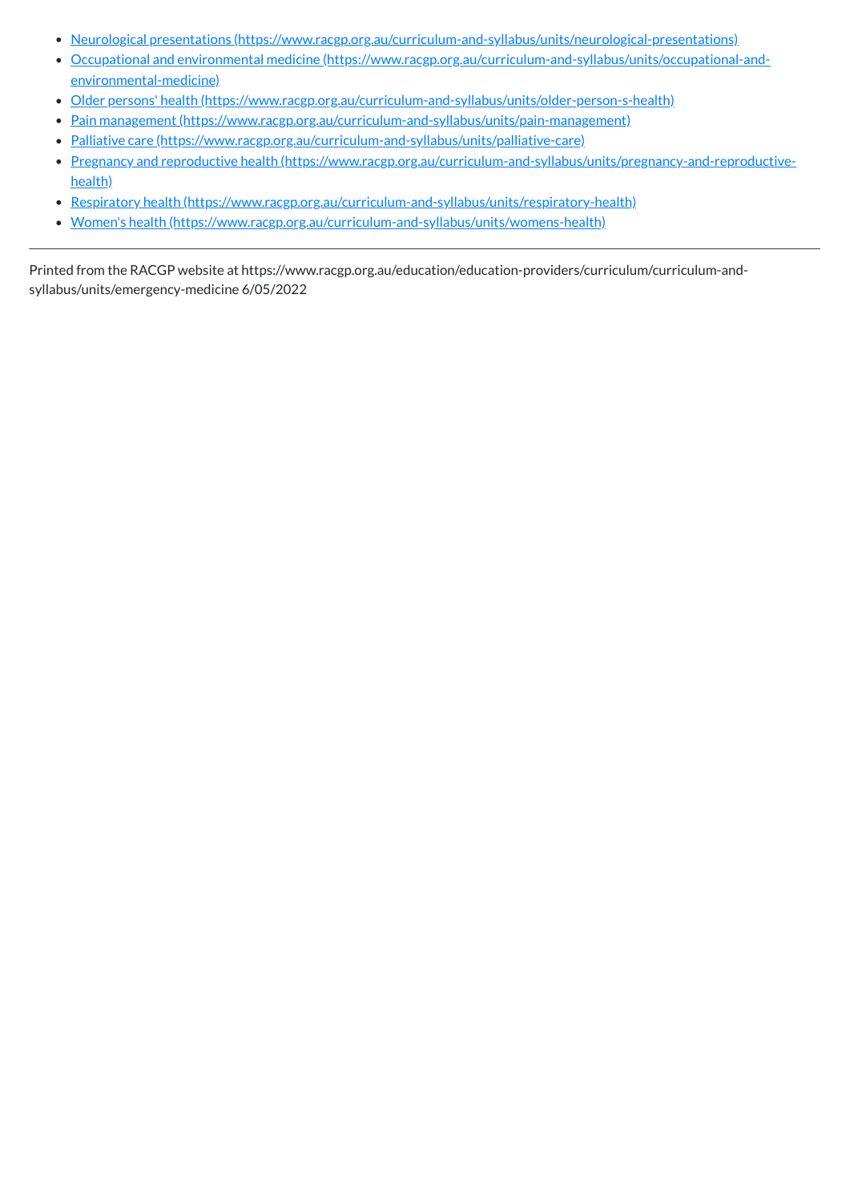- [Neurological presentations (https://www.racgp.org.au/curriculum-and-syllabus/units/neurological-presentations)](https://www.racgp.org.au/curriculum-and-syllabus/units/neurological-presentations)
- [Occupational and environmental medicine (https://www.racgp.org.au/curriculum-and-syllabus/units/occupational-and-environmental-medicine)](https://www.racgp.org.au/curriculum-and-syllabus/units/occupational-and-environmental-medicine)
- [Older persons' health (https://www.racgp.org.au/curriculum-and-syllabus/units/older-person-s-health)](https://www.racgp.org.au/curriculum-and-syllabus/units/older-person-s-health)
- [Pain management (https://www.racgp.org.au/curriculum-and-syllabus/units/pain-management)](https://www.racgp.org.au/curriculum-and-syllabus/units/pain-management)
- [Palliative care (https://www.racgp.org.au/curriculum-and-syllabus/units/palliative-care)](https://www.racgp.org.au/curriculum-and-syllabus/units/palliative-care)
- [Pregnancy and reproductive health (https://www.racgp.org.au/curriculum-and-syllabus/units/pregnancy-and-reproductive-health)](https://www.racgp.org.au/curriculum-and-syllabus/units/pregnancy-and-reproductive-health)
- [Respiratory health (https://www.racgp.org.au/curriculum-and-syllabus/units/respiratory-health)](https://www.racgp.org.au/curriculum-and-syllabus/units/respiratory-health)
- [Women's health (https://www.racgp.org.au/curriculum-and-syllabus/units/womens-health)](https://www.racgp.org.au/curriculum-and-syllabus/units/womens-health)

---

Printed from the RACGP website at https://www.racgp.org.au/education/education-providers/curriculum/curriculum-and-syllabus/units/emergency-medicine 6/05/2022